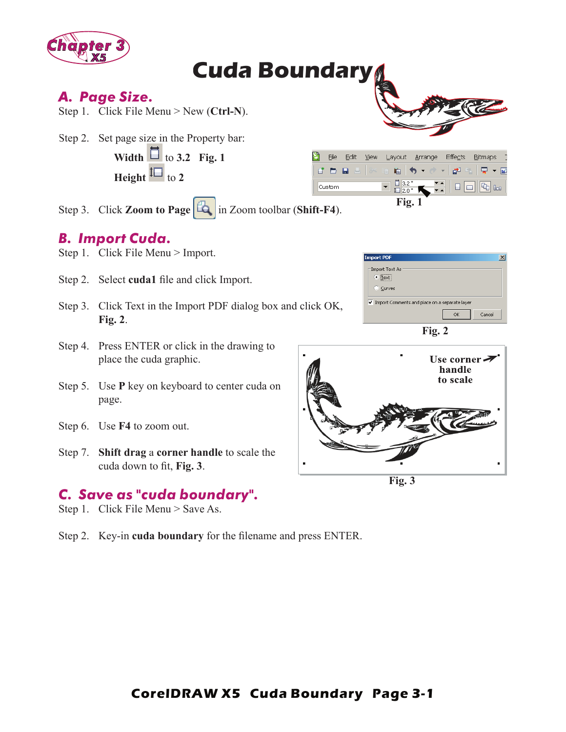# Cuda Boundary

## A. Page Size.

Step 1. Click File Menu > New (**Ctrl-N**).

Step 2. Set page size in the Property bar:

**Width** to **3.2** **Fig. 1**

**Height** to **2**

Fig. 1

Step 3. Click **Zoom to Page** in Zoom toolbar (**Shift-F4**).

## B. Import Cuda.

Step 1. Click File Menu > Import.

Step 2. Select **cuda1** file and click Import.

Step 3. Click Text in the Import PDF dialog box and click OK, **Fig. 2**.

Fig. 2

Step 4. Press ENTER or click in the drawing to place the cuda graphic.

Step 5. Use **P** key on keyboard to center cuda on page.

Step 6. Use **F4** to zoom out.

Step 7. **Shift drag** a **corner handle** to scale the cuda down to fit, **Fig. 3**.

Use corner handle to scale

Fig. 3

## C. Save as "cuda boundary".

Step 1. Click File Menu > Save As.

Step 2. Key-in **cuda boundary** for the filename and press ENTER.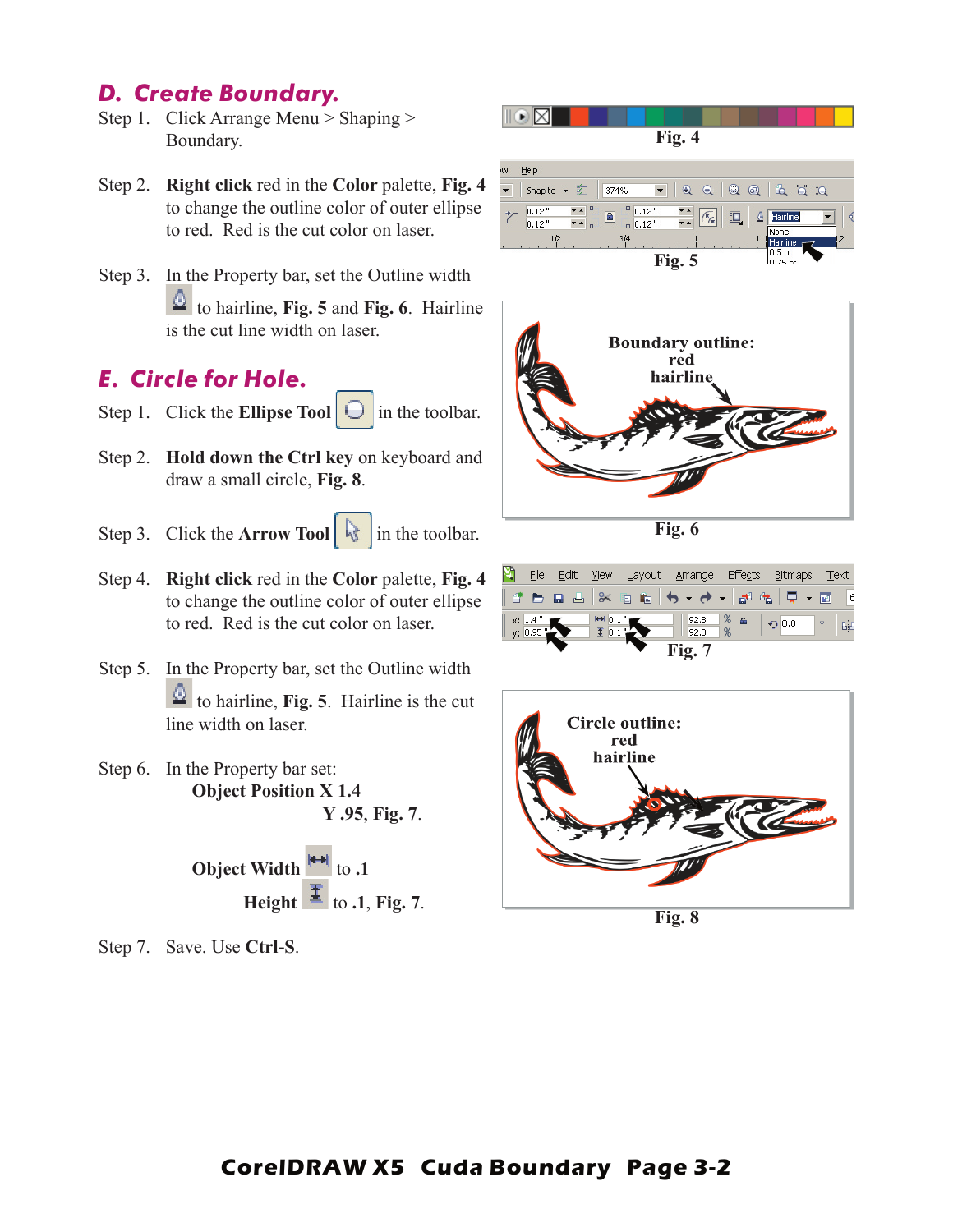## D. Create Boundary.

Step 1. Click Arrange Menu > Shaping > Boundary.

Step 2. **Right click** red in the **Color** palette, **Fig. 4** to change the outline color of outer ellipse to red. Red is the cut color on laser.

Step 3. In the Property bar, set the Outline width to hairline, **Fig. 5** and **Fig. 6**. Hairline is the cut line width on laser.

Fig. 4

Fig. 5

Boundary outline: red hairline

Fig. 6

## E. Circle for Hole.

Step 1. Click the **Ellipse Tool** in the toolbar.

Step 2. **Hold down the Ctrl key** on keyboard and draw a small circle, **Fig. 8**.

Step 3. Click the **Arrow Tool** in the toolbar.

Step 4. **Right click** red in the **Color** palette, **Fig. 4** to change the outline color of outer ellipse to red. Red is the cut color on laser.

Step 5. In the Property bar, set the Outline width to hairline, **Fig. 5**. Hairline is the cut line width on laser.

Step 6. In the Property bar set:
**Object Position X 1.4**
**Y .95**, **Fig. 7**.

**Object Width** to **.1**
**Height** to **.1**, **Fig. 7**.

Step 7. Save. Use **Ctrl-S**.

Fig. 7

Circle outline: red hairline

Fig. 8